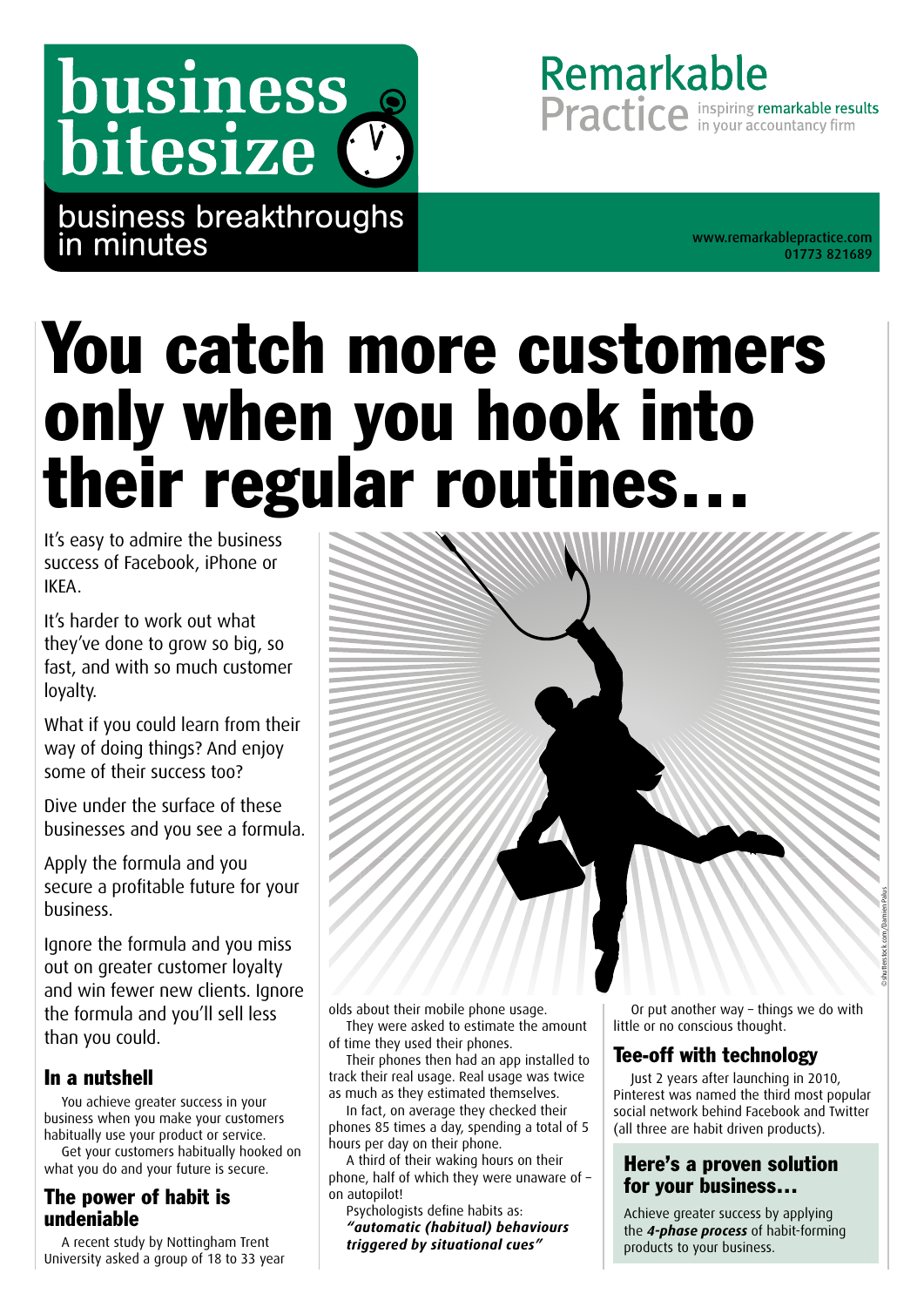business bitesize

business breakthroughs in minutes

Remarkable Practice inspiring remarkable results in your accountancy firm

www.remarkablepractice.com
01773 821689

# You catch more customers only when you hook into their regular routines…

It's easy to admire the business success of Facebook, iPhone or IKEA.

It's harder to work out what they've done to grow so big, so fast, and with so much customer loyalty.

What if you could learn from their way of doing things? And enjoy some of their success too?

Dive under the surface of these businesses and you see a formula.

Apply the formula and you secure a profitable future for your business.

Ignore the formula and you miss out on greater customer loyalty and win fewer new clients. Ignore the formula and you'll sell less than you could.

## In a nutshell

You achieve greater success in your business when you make your customers habitually use your product or service.

Get your customers habitually hooked on what you do and your future is secure.

## The power of habit is undeniable

A recent study by Nottingham Trent University asked a group of 18 to 33 year olds about their mobile phone usage.

They were asked to estimate the amount of time they used their phones.

Their phones then had an app installed to track their real usage. Real usage was twice as much as they estimated themselves.

In fact, on average they checked their phones 85 times a day, spending a total of 5 hours per day on their phone.

A third of their waking hours on their phone, half of which they were unaware of – on autopilot!

Psychologists define habits as: ***"automatic (habitual) behaviours triggered by situational cues"***

Or put another way – things we do with little or no conscious thought.

## Tee-off with technology

Just 2 years after launching in 2010, Pinterest was named the third most popular social network behind Facebook and Twitter (all three are habit driven products).

## Here's a proven solution for your business…

Achieve greater success by applying the ***4-phase process*** of habit-forming products to your business.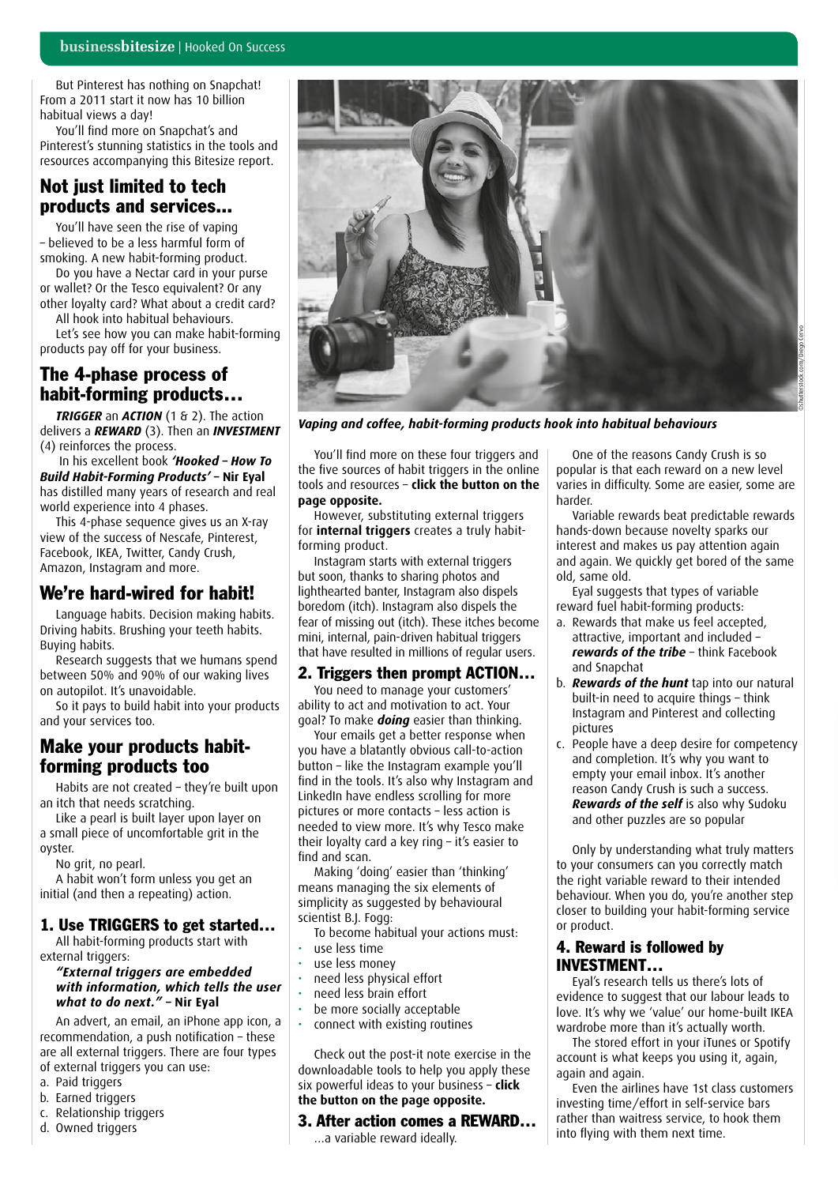But Pinterest has nothing on Snapchat! From a 2011 start it now has 10 billion habitual views a day!

You'll find more on Snapchat's and Pinterest's stunning statistics in the tools and resources accompanying this Bitesize report.

## Not just limited to tech products and services...

You'll have seen the rise of vaping – believed to be a less harmful form of smoking. A new habit-forming product.

Do you have a Nectar card in your purse or wallet? Or the Tesco equivalent? Or any other loyalty card? What about a credit card?

All hook into habitual behaviours.

Let's see how you can make habit-forming products pay off for your business.

## The 4-phase process of habit-forming products...

***TRIGGER*** an ***ACTION*** (1 & 2). The action delivers a ***REWARD*** (3). Then an ***INVESTMENT*** (4) reinforces the process.

In his excellent book ***'Hooked – How To Build Habit-Forming Products'*** **– Nir Eyal** has distilled many years of research and real world experience into 4 phases.

This 4-phase sequence gives us an X-ray view of the success of Nescafe, Pinterest, Facebook, IKEA, Twitter, Candy Crush, Amazon, Instagram and more.

## We're hard-wired for habit!

Language habits. Decision making habits. Driving habits. Brushing your teeth habits. Buying habits.

Research suggests that we humans spend between 50% and 90% of our waking lives on autopilot. It's unavoidable.

So it pays to build habit into your products and your services too.

## Make your products habit-forming products too

Habits are not created – they're built upon an itch that needs scratching.

Like a pearl is built layer upon layer on a small piece of uncomfortable grit in the oyster.

No grit, no pearl.

A habit won't form unless you get an initial (and then a repeating) action.

### 1. Use TRIGGERS to get started...

All habit-forming products start with external triggers:

> ***"External triggers are embedded with information, which tells the user what to do next."*** **– Nir Eyal**

An advert, an email, an iPhone app icon, a recommendation, a push notification – these are all external triggers. There are four types of external triggers you can use:

a. Paid triggers
b. Earned triggers
c. Relationship triggers
d. Owned triggers

***Vaping and coffee, habit-forming products hook into habitual behaviours***

You'll find more on these four triggers and the five sources of habit triggers in the online tools and resources – **click the button on the page opposite.**

However, substituting external triggers for **internal triggers** creates a truly habit-forming product.

Instagram starts with external triggers but soon, thanks to sharing photos and lighthearted banter, Instagram also dispels boredom (itch). Instagram also dispels the fear of missing out (itch). These itches become mini, internal, pain-driven habitual triggers that have resulted in millions of regular users.

### 2. Triggers then prompt ACTION...

You need to manage your customers' ability to act and motivation to act. Your goal? To make ***doing*** easier than thinking.

Your emails get a better response when you have a blatantly obvious call-to-action button – like the Instagram example you'll find in the tools. It's also why Instagram and LinkedIn have endless scrolling for more pictures or more contacts – less action is needed to view more. It's why Tesco make their loyalty card a key ring – it's easier to find and scan.

Making 'doing' easier than 'thinking' means managing the six elements of simplicity as suggested by behavioural scientist B.J. Fogg:

To become habitual your actions must:

- use less time
- use less money
- need less physical effort
- need less brain effort
- be more socially acceptable
- connect with existing routines

Check out the post-it note exercise in the downloadable tools to help you apply these six powerful ideas to your business – **click the button on the page opposite.**

### 3. After action comes a REWARD...

...a variable reward ideally.

One of the reasons Candy Crush is so popular is that each reward on a new level varies in difficulty. Some are easier, some are harder.

Variable rewards beat predictable rewards hands-down because novelty sparks our interest and makes us pay attention again and again. We quickly get bored of the same old, same old.

Eyal suggests that types of variable reward fuel habit-forming products:

a. Rewards that make us feel accepted, attractive, important and included – ***rewards of the tribe*** – think Facebook and Snapchat
b. ***Rewards of the hunt*** tap into our natural built-in need to acquire things – think Instagram and Pinterest and collecting pictures
c. People have a deep desire for competency and completion. It's why you want to empty your email inbox. It's another reason Candy Crush is such a success. ***Rewards of the self*** is also why Sudoku and other puzzles are so popular

Only by understanding what truly matters to your consumers can you correctly match the right variable reward to their intended behaviour. When you do, you're another step closer to building your habit-forming service or product.

### 4. Reward is followed by INVESTMENT...

Eyal's research tells us there's lots of evidence to suggest that our labour leads to love. It's why we 'value' our home-built IKEA wardrobe more than it's actually worth.

The stored effort in your iTunes or Spotify account is what keeps you using it, again, again and again.

Even the airlines have 1st class customers investing time/effort in self-service bars rather than waitress service, to hook them into flying with them next time.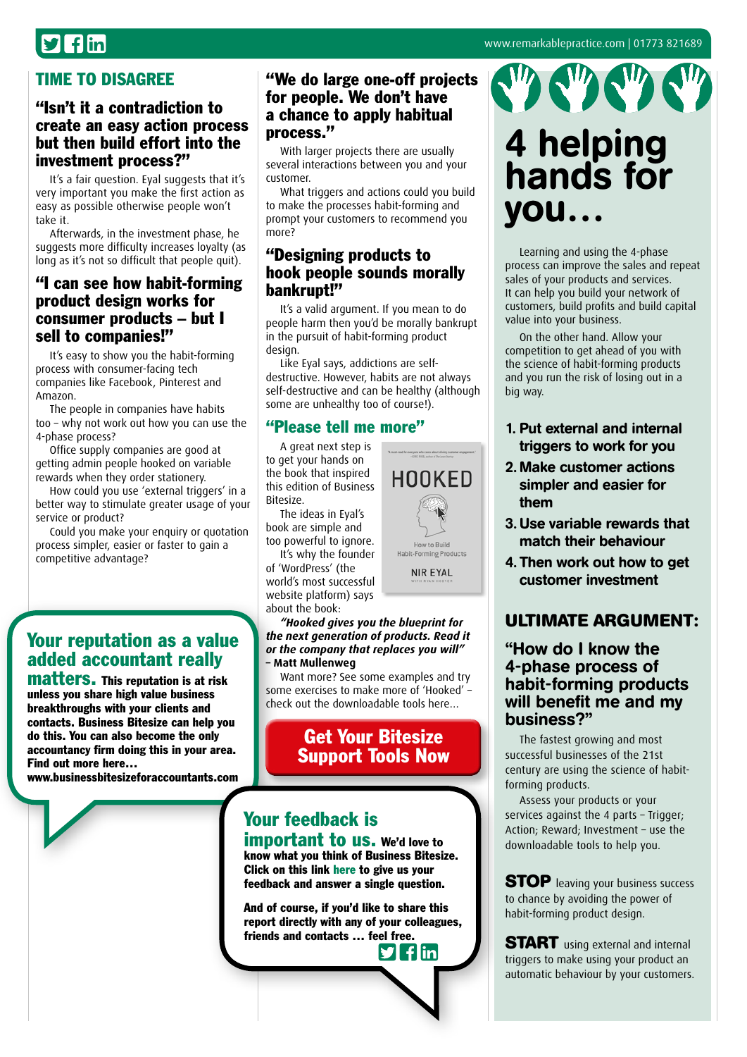## TIME TO DISAGREE

### "Isn't it a contradiction to create an easy action process but then build effort into the investment process?"

It's a fair question. Eyal suggests that it's very important you make the first action as easy as possible otherwise people won't take it.

Afterwards, in the investment phase, he suggests more difficulty increases loyalty (as long as it's not so difficult that people quit).

### "I can see how habit-forming product design works for consumer products – but I sell to companies!"

It's easy to show you the habit-forming process with consumer-facing tech companies like Facebook, Pinterest and Amazon.

The people in companies have habits too – why not work out how you can use the 4-phase process?

Office supply companies are good at getting admin people hooked on variable rewards when they order stationery.

How could you use 'external triggers' in a better way to stimulate greater usage of your service or product?

Could you make your enquiry or quotation process simpler, easier or faster to gain a competitive advantage?

### "We do large one-off projects for people. We don't have a chance to apply habitual process."

With larger projects there are usually several interactions between you and your customer.

What triggers and actions could you build to make the processes habit-forming and prompt your customers to recommend you more?

### "Designing products to hook people sounds morally bankrupt!"

It's a valid argument. If you mean to do people harm then you'd be morally bankrupt in the pursuit of habit-forming product design.

Like Eyal says, addictions are self-destructive. However, habits are not always self-destructive and can be healthy (although some are unhealthy too of course!).

### "Please tell me more"

A great next step is to get your hands on the book that inspired this edition of Business Bitesize.

The ideas in Eyal's book are simple and too powerful to ignore.

It's why the founder of 'WordPress' (the world's most successful website platform) says about the book:

*"Hooked gives you the blueprint for the next generation of products. Read it or the company that replaces you will"*
**– Matt Mullenweg**

Want more? See some examples and try some exercises to make more of 'Hooked' – check out the downloadable tools here...

HOOKED
How to Build Habit-Forming Products
NIR EYAL

**Get Your Bitesize Support Tools Now**

## Your reputation as a value added accountant really matters.

**This reputation is at risk unless you share high value business breakthroughs with your clients and contacts. Business Bitesize can help you do this. You can also become the only accountancy firm doing this in your area. Find out more here… www.businessbitesizeforaccountants.com**

## Your feedback is important to us.

**We'd love to know what you think of Business Bitesize. Click on this link here to give us your feedback and answer a single question.**

**And of course, if you'd like to share this report directly with any of your colleagues, friends and contacts … feel free.**

# 4 helping hands for you…

Learning and using the 4-phase process can improve the sales and repeat sales of your products and services. It can help you build your network of customers, build profits and build capital value into your business.

On the other hand. Allow your competition to get ahead of you with the science of habit-forming products and you run the risk of losing out in a big way.

1. **Put external and internal triggers to work for you**
2. **Make customer actions simpler and easier for them**
3. **Use variable rewards that match their behaviour**
4. **Then work out how to get customer investment**

## ULTIMATE ARGUMENT:

### "How do I know the 4-phase process of habit-forming products will benefit me and my business?"

The fastest growing and most successful businesses of the 21st century are using the science of habit-forming products.

Assess your products or your services against the 4 parts – Trigger; Action; Reward; Investment – use the downloadable tools to help you.

**STOP** leaving your business success to chance by avoiding the power of habit-forming product design.

**START** using external and internal triggers to make using your product an automatic behaviour by your customers.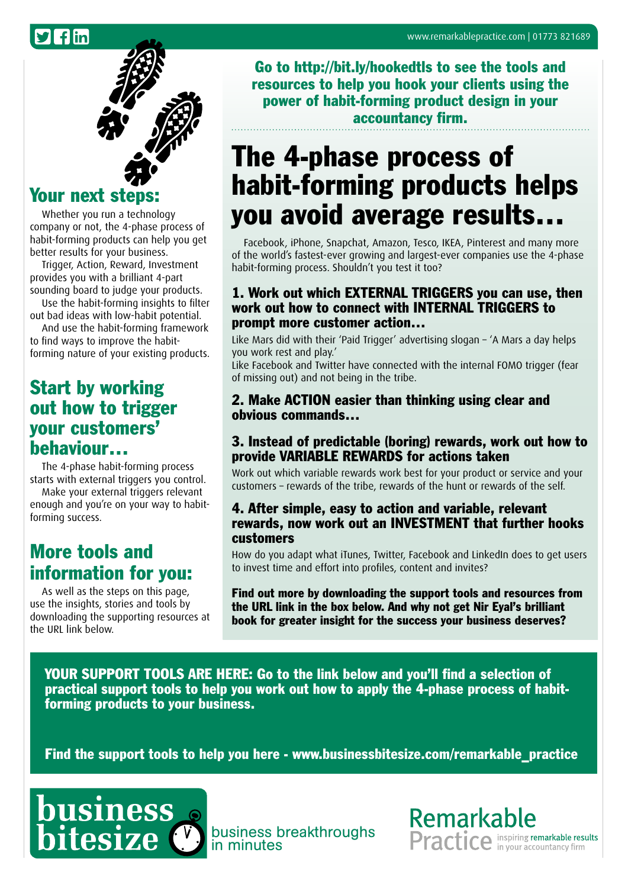## Your next steps:

Whether you run a technology company or not, the 4-phase process of habit-forming products can help you get better results for your business.

Trigger, Action, Reward, Investment provides you with a brilliant 4-part sounding board to judge your products.

Use the habit-forming insights to filter out bad ideas with low-habit potential.

And use the habit-forming framework to find ways to improve the habit-forming nature of your existing products.

## Start by working out how to trigger your customers' behaviour...

The 4-phase habit-forming process starts with external triggers you control.

Make your external triggers relevant enough and you're on your way to habit-forming success.

## More tools and information for you:

As well as the steps on this page, use the insights, stories and tools by downloading the supporting resources at the URL link below.

**Go to http://bit.ly/hookedtls to see the tools and resources to help you hook your clients using the power of habit-forming product design in your accountancy firm.**

# The 4-phase process of habit-forming products helps you avoid average results...

Facebook, iPhone, Snapchat, Amazon, Tesco, IKEA, Pinterest and many more of the world's fastest-ever growing and largest-ever companies use the 4-phase habit-forming process. Shouldn't you test it too?

### 1. Work out which EXTERNAL TRIGGERS you can use, then work out how to connect with INTERNAL TRIGGERS to prompt more customer action...

Like Mars did with their 'Paid Trigger' advertising slogan – 'A Mars a day helps you work rest and play.'

Like Facebook and Twitter have connected with the internal FOMO trigger (fear of missing out) and not being in the tribe.

### 2. Make ACTION easier than thinking using clear and obvious commands...

### 3. Instead of predictable (boring) rewards, work out how to provide VARIABLE REWARDS for actions taken

Work out which variable rewards work best for your product or service and your customers – rewards of the tribe, rewards of the hunt or rewards of the self.

### 4. After simple, easy to action and variable, relevant rewards, now work out an INVESTMENT that further hooks customers

How do you adapt what iTunes, Twitter, Facebook and LinkedIn does to get users to invest time and effort into profiles, content and invites?

**Find out more by downloading the support tools and resources from the URL link in the box below. And why not get Nir Eyal's brilliant book for greater insight for the success your business deserves?**

**YOUR SUPPORT TOOLS ARE HERE: Go to the link below and you'll find a selection of practical support tools to help you work out how to apply the 4-phase process of habit-forming products to your business.**

**Find the support tools to help you here - www.businessbitesize.com/remarkable_practice**

business bitesize – business breakthroughs in minutes

Remarkable Practice – inspiring remarkable results in your accountancy firm